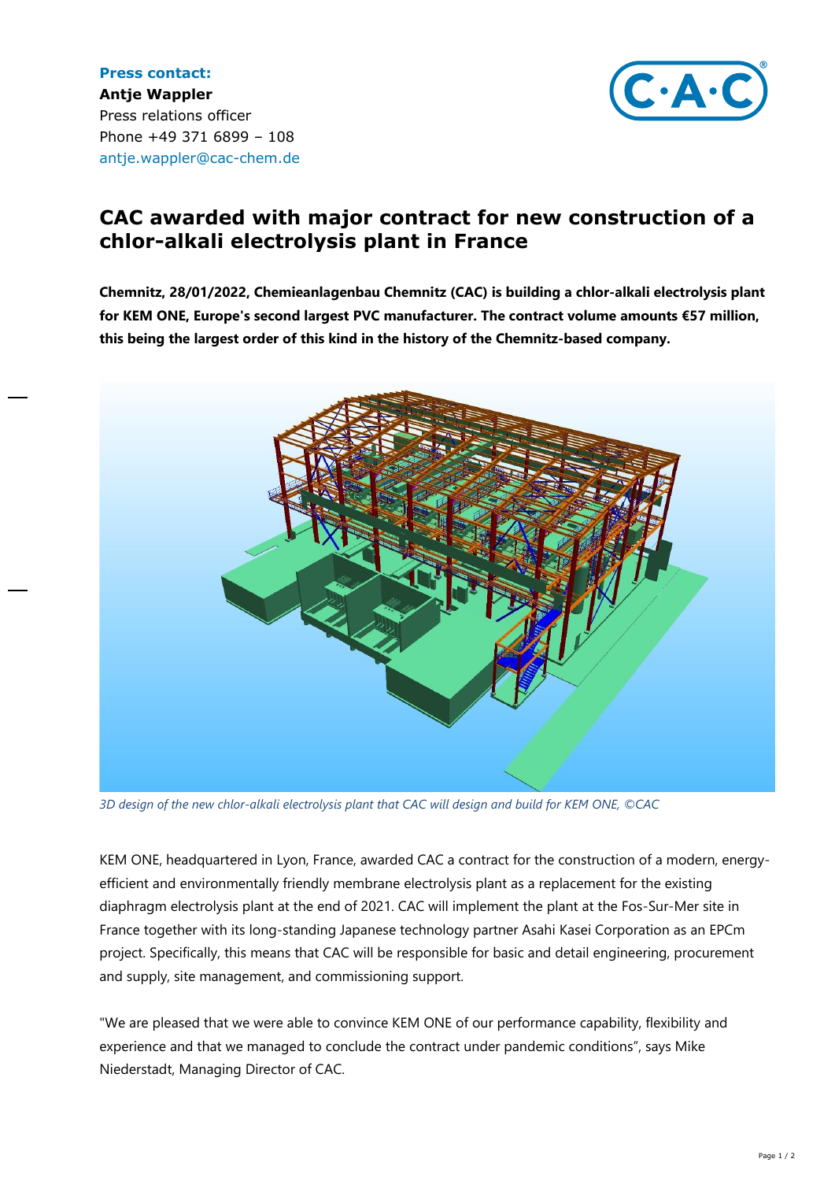**Press contact:**
**Antje Wappler**
Press relations officer
Phone +49 371 6899 – 108
antje.wappler@cac-chem.de

# CAC awarded with major contract for new construction of a chlor-alkali electrolysis plant in France

**Chemnitz, 28/01/2022, Chemieanlagenbau Chemnitz (CAC) is building a chlor-alkali electrolysis plant for KEM ONE, Europe's second largest PVC manufacturer. The contract volume amounts €57 million, this being the largest order of this kind in the history of the Chemnitz-based company.**

*3D design of the new chlor-alkali electrolysis plant that CAC will design and build for KEM ONE, ©CAC*

KEM ONE, headquartered in Lyon, France, awarded CAC a contract for the construction of a modern, energy-efficient and environmentally friendly membrane electrolysis plant as a replacement for the existing diaphragm electrolysis plant at the end of 2021. CAC will implement the plant at the Fos-Sur-Mer site in France together with its long-standing Japanese technology partner Asahi Kasei Corporation as an EPCm project. Specifically, this means that CAC will be responsible for basic and detail engineering, procurement and supply, site management, and commissioning support.

"We are pleased that we were able to convince KEM ONE of our performance capability, flexibility and experience and that we managed to conclude the contract under pandemic conditions", says Mike Niederstadt, Managing Director of CAC.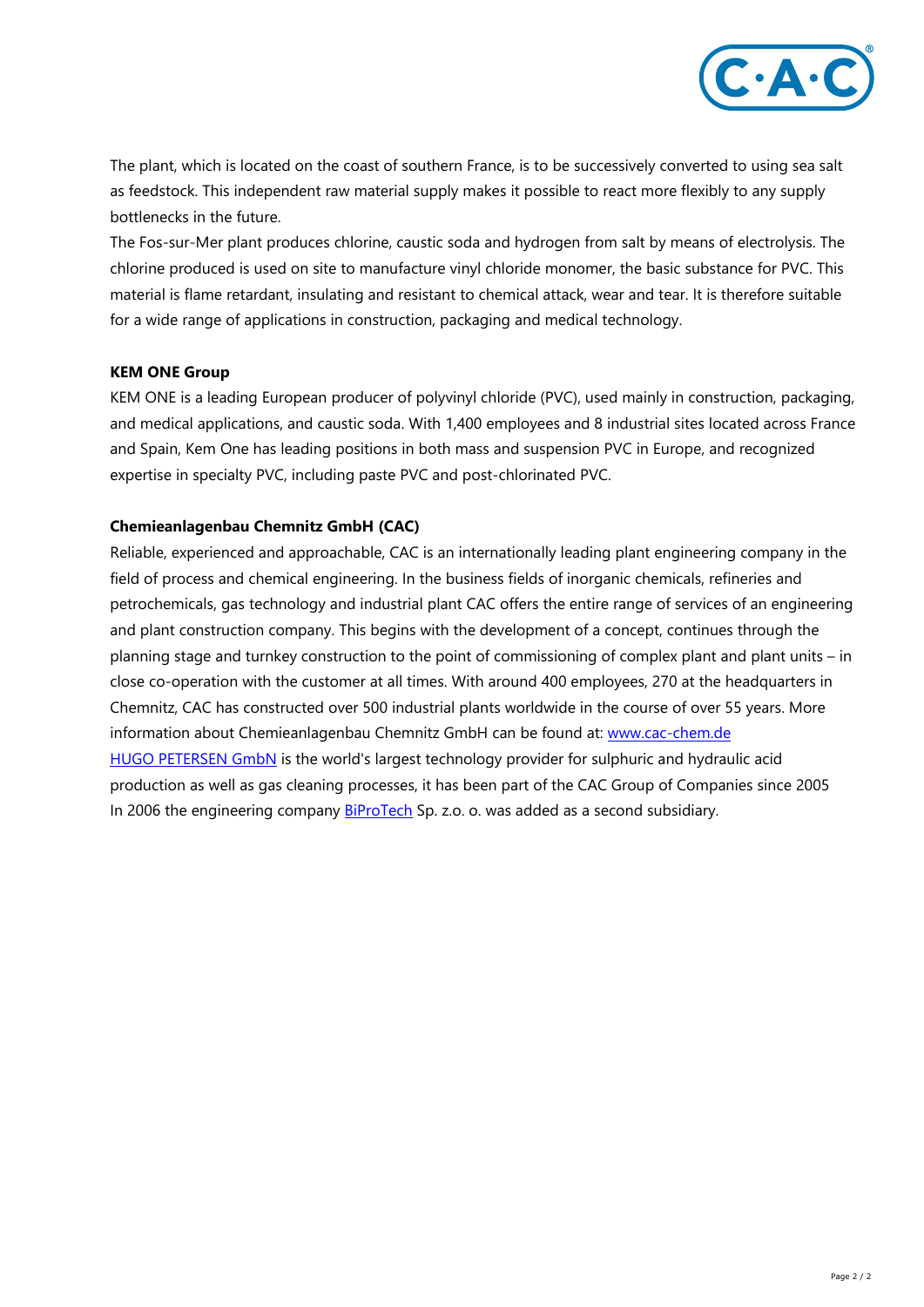The plant, which is located on the coast of southern France, is to be successively converted to using sea salt as feedstock. This independent raw material supply makes it possible to react more flexibly to any supply bottlenecks in the future.

The Fos-sur-Mer plant produces chlorine, caustic soda and hydrogen from salt by means of electrolysis. The chlorine produced is used on site to manufacture vinyl chloride monomer, the basic substance for PVC. This material is flame retardant, insulating and resistant to chemical attack, wear and tear. It is therefore suitable for a wide range of applications in construction, packaging and medical technology.

**KEM ONE Group**

KEM ONE is a leading European producer of polyvinyl chloride (PVC), used mainly in construction, packaging, and medical applications, and caustic soda. With 1,400 employees and 8 industrial sites located across France and Spain, Kem One has leading positions in both mass and suspension PVC in Europe, and recognized expertise in specialty PVC, including paste PVC and post-chlorinated PVC.

**Chemieanlagenbau Chemnitz GmbH (CAC)**

Reliable, experienced and approachable, CAC is an internationally leading plant engineering company in the field of process and chemical engineering. In the business fields of inorganic chemicals, refineries and petrochemicals, gas technology and industrial plant CAC offers the entire range of services of an engineering and plant construction company. This begins with the development of a concept, continues through the planning stage and turnkey construction to the point of commissioning of complex plant and plant units – in close co-operation with the customer at all times. With around 400 employees, 270 at the headquarters in Chemnitz, CAC has constructed over 500 industrial plants worldwide in the course of over 55 years. More information about Chemieanlagenbau Chemnitz GmbH can be found at: www.cac-chem.de

HUGO PETERSEN GmbN is the world's largest technology provider for sulphuric and hydraulic acid production as well as gas cleaning processes, it has been part of the CAC Group of Companies since 2005

In 2006 the engineering company BiProTech Sp. z.o. o. was added as a second subsidiary.